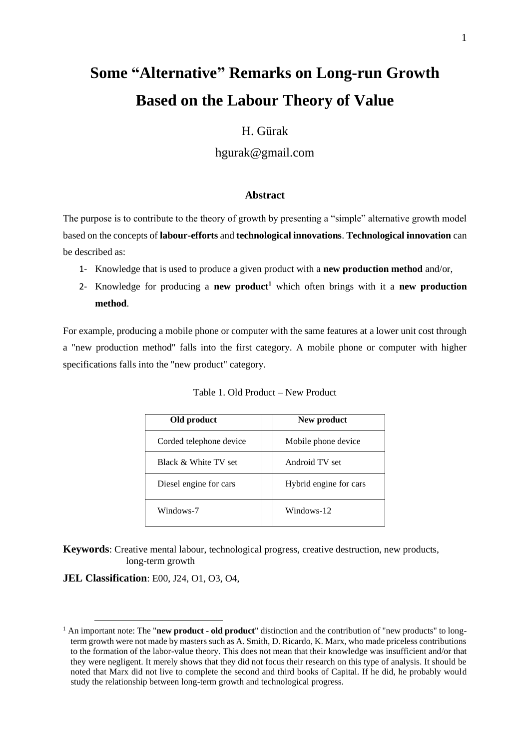# Some "Alternative" Remarks on Long-run Growth Based on the Labour Theory of Value

H. Gürak

hgurak@gmail.com

## Abstract

The purpose is to contribute to the theory of growth by presenting a "simple" alternative growth model based on the concepts of **labour-efforts** and **technological innovations**. **Technological innovation** can be described as:

1- Knowledge that is used to produce a given product with a **new production method** and/or,

2- Knowledge for producing a **new product**[1] which often brings with it a **new production method**.

For example, producing a mobile phone or computer with the same features at a lower unit cost through a "new production method" falls into the first category. A mobile phone or computer with higher specifications falls into the "new product" category.

Table 1. Old Product – New Product

| Old product | | New product |
|---|---|---|
| Corded telephone device | | Mobile phone device |
| Black & White TV set | | Android TV set |
| Diesel engine for cars | | Hybrid engine for cars |
| Windows-7 | | Windows-12 |

**Keywords**: Creative mental labour, technological progress, creative destruction, new products, long-term growth

**JEL Classification**: E00, J24, O1, O3, O4,

[1] An important note: The "**new product - old product**" distinction and the contribution of "new products" to long-term growth were not made by masters such as A. Smith, D. Ricardo, K. Marx, who made priceless contributions to the formation of the labor-value theory. This does not mean that their knowledge was insufficient and/or that they were negligent. It merely shows that they did not focus their research on this type of analysis. It should be noted that Marx did not live to complete the second and third books of Capital. If he did, he probably would study the relationship between long-term growth and technological progress.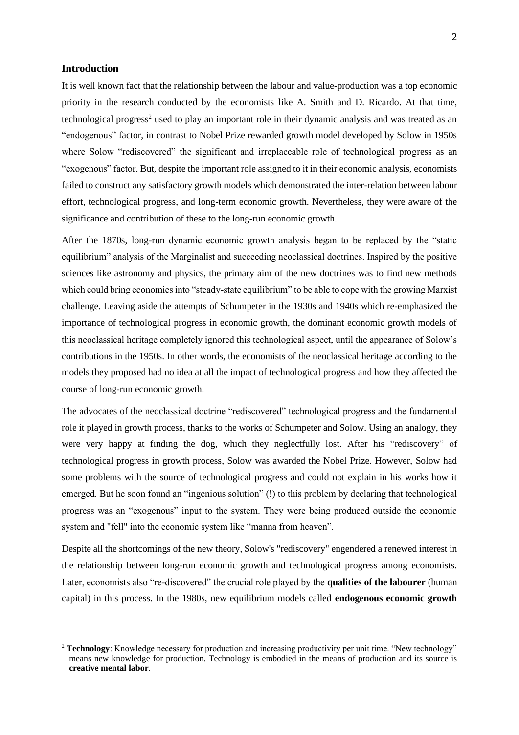## Introduction

It is well known fact that the relationship between the labour and value-production was a top economic priority in the research conducted by the economists like A. Smith and D. Ricardo. At that time, technological progress[2] used to play an important role in their dynamic analysis and was treated as an "endogenous" factor, in contrast to Nobel Prize rewarded growth model developed by Solow in 1950s where Solow "rediscovered" the significant and irreplaceable role of technological progress as an "exogenous" factor. But, despite the important role assigned to it in their economic analysis, economists failed to construct any satisfactory growth models which demonstrated the inter-relation between labour effort, technological progress, and long-term economic growth. Nevertheless, they were aware of the significance and contribution of these to the long-run economic growth.

After the 1870s, long-run dynamic economic growth analysis began to be replaced by the "static equilibrium" analysis of the Marginalist and succeeding neoclassical doctrines. Inspired by the positive sciences like astronomy and physics, the primary aim of the new doctrines was to find new methods which could bring economies into "steady-state equilibrium" to be able to cope with the growing Marxist challenge. Leaving aside the attempts of Schumpeter in the 1930s and 1940s which re-emphasized the importance of technological progress in economic growth, the dominant economic growth models of this neoclassical heritage completely ignored this technological aspect, until the appearance of Solow's contributions in the 1950s. In other words, the economists of the neoclassical heritage according to the models they proposed had no idea at all the impact of technological progress and how they affected the course of long-run economic growth.

The advocates of the neoclassical doctrine "rediscovered" technological progress and the fundamental role it played in growth process, thanks to the works of Schumpeter and Solow. Using an analogy, they were very happy at finding the dog, which they neglectfully lost. After his "rediscovery" of technological progress in growth process, Solow was awarded the Nobel Prize. However, Solow had some problems with the source of technological progress and could not explain in his works how it emerged. But he soon found an "ingenious solution" (!) to this problem by declaring that technological progress was an "exogenous" input to the system. They were being produced outside the economic system and "fell" into the economic system like "manna from heaven".

Despite all the shortcomings of the new theory, Solow's "rediscovery" engendered a renewed interest in the relationship between long-run economic growth and technological progress among economists. Later, economists also "re-discovered" the crucial role played by the **qualities of the labourer** (human capital) in this process. In the 1980s, new equilibrium models called **endogenous economic growth**

---

[2] **Technology**: Knowledge necessary for production and increasing productivity per unit time. "New technology" means new knowledge for production. Technology is embodied in the means of production and its source is **creative mental labor**.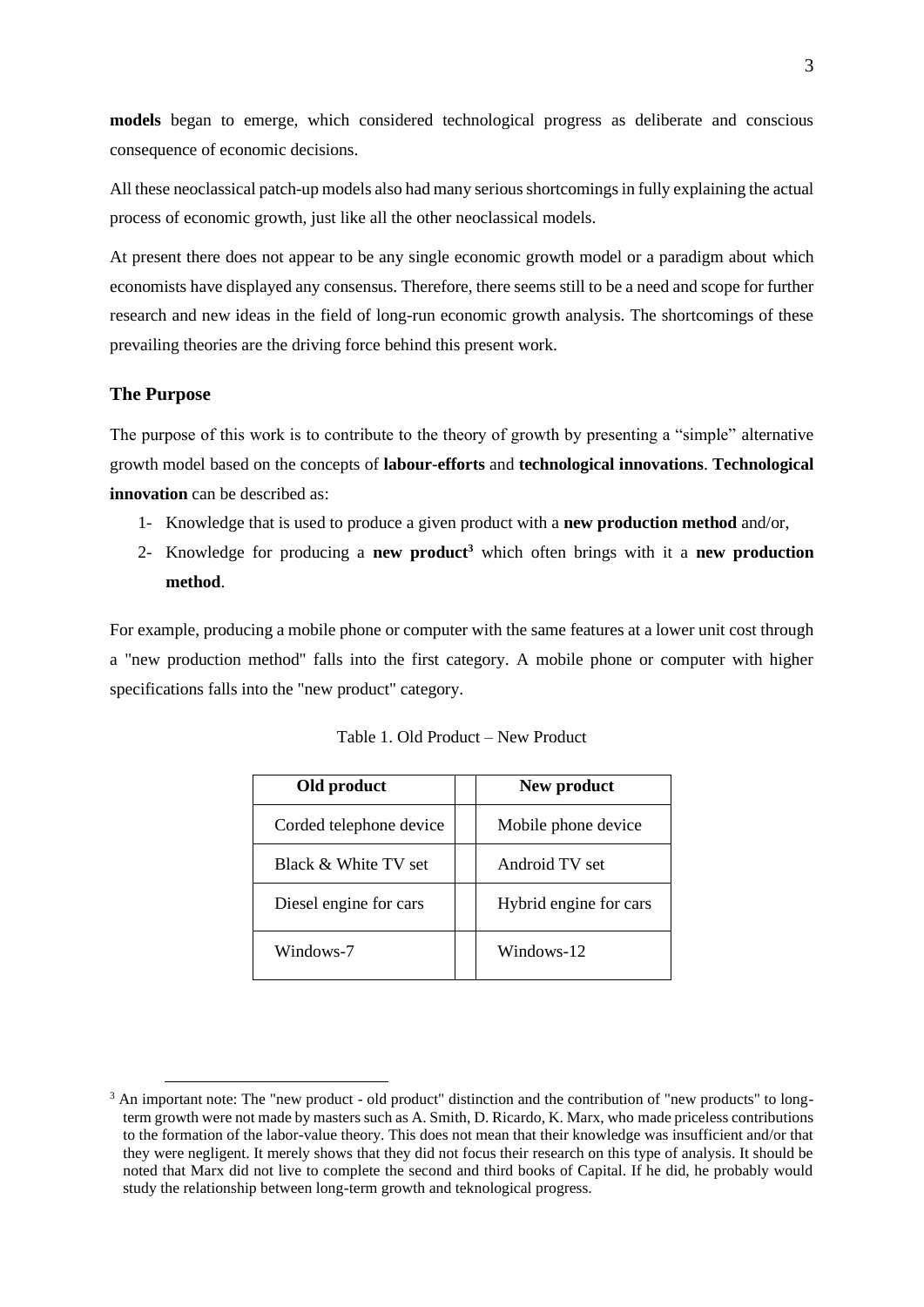**models** began to emerge, which considered technological progress as deliberate and conscious consequence of economic decisions.

All these neoclassical patch-up models also had many serious shortcomings in fully explaining the actual process of economic growth, just like all the other neoclassical models.

At present there does not appear to be any single economic growth model or a paradigm about which economists have displayed any consensus. Therefore, there seems still to be a need and scope for further research and new ideas in the field of long-run economic growth analysis. The shortcomings of these prevailing theories are the driving force behind this present work.

## The Purpose

The purpose of this work is to contribute to the theory of growth by presenting a "simple" alternative growth model based on the concepts of **labour-efforts** and **technological innovations**. **Technological innovation** can be described as:

1- Knowledge that is used to produce a given product with a **new production method** and/or,

2- Knowledge for producing a **new product**[3] which often brings with it a **new production method**.

For example, producing a mobile phone or computer with the same features at a lower unit cost through a "new production method" falls into the first category. A mobile phone or computer with higher specifications falls into the "new product" category.

Table 1. Old Product – New Product

| Old product | | New product |
|---|---|---|
| Corded telephone device | | Mobile phone device |
| Black & White TV set | | Android TV set |
| Diesel engine for cars | | Hybrid engine for cars |
| Windows-7 | | Windows-12 |

[3] An important note: The "new product - old product" distinction and the contribution of "new products" to long-term growth were not made by masters such as A. Smith, D. Ricardo, K. Marx, who made priceless contributions to the formation of the labor-value theory. This does not mean that their knowledge was insufficient and/or that they were negligent. It merely shows that they did not focus their research on this type of analysis. It should be noted that Marx did not live to complete the second and third books of Capital. If he did, he probably would study the relationship between long-term growth and teknological progress.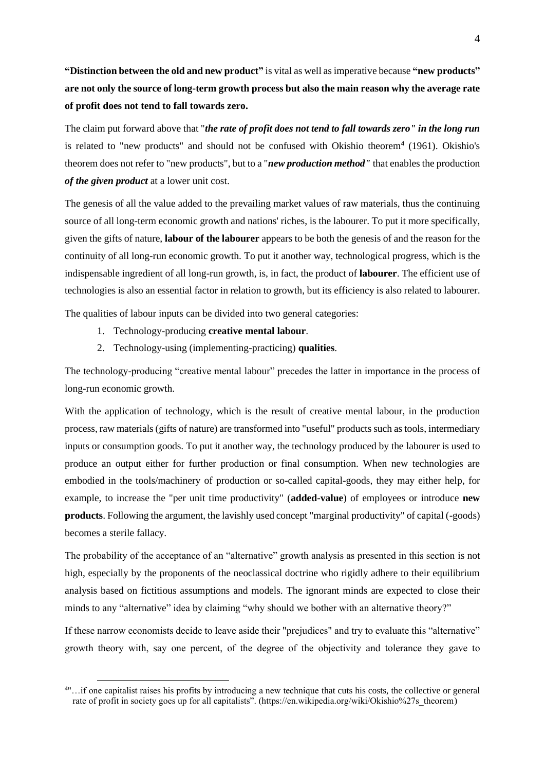**"Distinction between the old and new product"** is vital as well as imperative because **"new products" are not only the source of long-term growth process but also the main reason why the average rate of profit does not tend to fall towards zero.**

The claim put forward above that "***the rate of profit does not tend to fall towards zero" in the long run*** is related to "new products" and should not be confused with Okishio theorem[4] (1961). Okishio's theorem does not refer to "new products", but to a "***new production method"*** that enables the production ***of the given product*** at a lower unit cost.

The genesis of all the value added to the prevailing market values of raw materials, thus the continuing source of all long-term economic growth and nations' riches, is the labourer. To put it more specifically, given the gifts of nature, **labour of the labourer** appears to be both the genesis of and the reason for the continuity of all long-run economic growth. To put it another way, technological progress, which is the indispensable ingredient of all long-run growth, is, in fact, the product of **labourer**. The efficient use of technologies is also an essential factor in relation to growth, but its efficiency is also related to labourer.

The qualities of labour inputs can be divided into two general categories:

1. Technology-producing **creative mental labour**.
2. Technology-using (implementing-practicing) **qualities**.

The technology-producing "creative mental labour" precedes the latter in importance in the process of long-run economic growth.

With the application of technology, which is the result of creative mental labour, in the production process, raw materials (gifts of nature) are transformed into "useful" products such as tools, intermediary inputs or consumption goods. To put it another way, the technology produced by the labourer is used to produce an output either for further production or final consumption. When new technologies are embodied in the tools/machinery of production or so-called capital-goods, they may either help, for example, to increase the "per unit time productivity" (**added-value**) of employees or introduce **new products**. Following the argument, the lavishly used concept "marginal productivity" of capital (-goods) becomes a sterile fallacy.

The probability of the acceptance of an "alternative" growth analysis as presented in this section is not high, especially by the proponents of the neoclassical doctrine who rigidly adhere to their equilibrium analysis based on fictitious assumptions and models. The ignorant minds are expected to close their minds to any "alternative" idea by claiming "why should we bother with an alternative theory?"

If these narrow economists decide to leave aside their "prejudices" and try to evaluate this "alternative" growth theory with, say one percent, of the degree of the objectivity and tolerance they gave to

[4] "…if one capitalist raises his profits by introducing a new technique that cuts his costs, the collective or general rate of profit in society goes up for all capitalists". (https://en.wikipedia.org/wiki/Okishio%27s_theorem)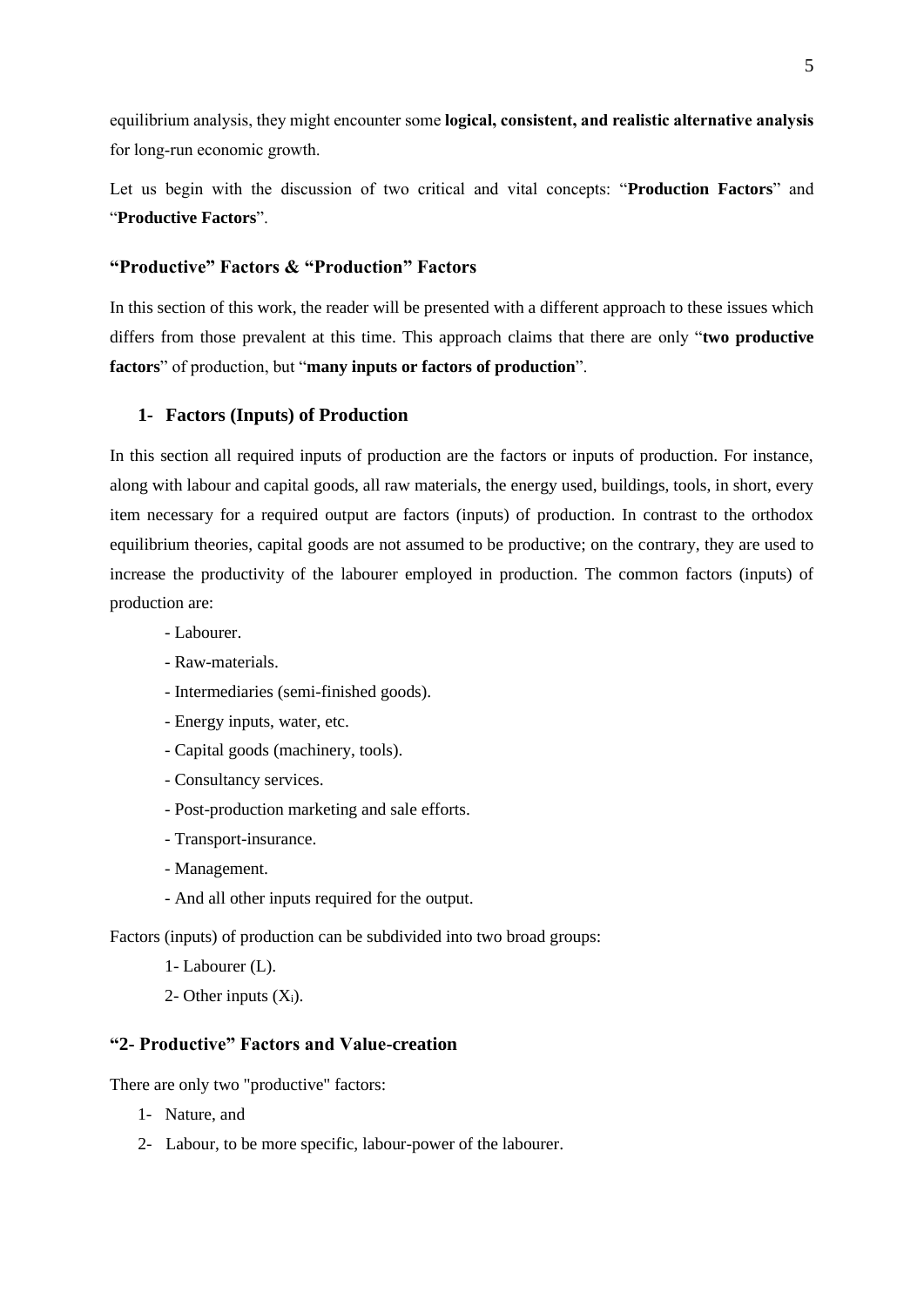equilibrium analysis, they might encounter some **logical, consistent, and realistic alternative analysis** for long-run economic growth.

Let us begin with the discussion of two critical and vital concepts: "**Production Factors**" and "**Productive Factors**".

## "Productive" Factors & "Production" Factors

In this section of this work, the reader will be presented with a different approach to these issues which differs from those prevalent at this time. This approach claims that there are only "**two productive factors**" of production, but "**many inputs or factors of production**".

### 1- Factors (Inputs) of Production

In this section all required inputs of production are the factors or inputs of production. For instance, along with labour and capital goods, all raw materials, the energy used, buildings, tools, in short, every item necessary for a required output are factors (inputs) of production. In contrast to the orthodox equilibrium theories, capital goods are not assumed to be productive; on the contrary, they are used to increase the productivity of the labourer employed in production. The common factors (inputs) of production are:

- Labourer.
- Raw-materials.
- Intermediaries (semi-finished goods).
- Energy inputs, water, etc.
- Capital goods (machinery, tools).
- Consultancy services.
- Post-production marketing and sale efforts.
- Transport-insurance.
- Management.
- And all other inputs required for the output.

Factors (inputs) of production can be subdivided into two broad groups:

1- Labourer (L).

2- Other inputs ($X_i$).

## "2- Productive" Factors and Value-creation

There are only two "productive" factors:

1. Nature, and
2. Labour, to be more specific, labour-power of the labourer.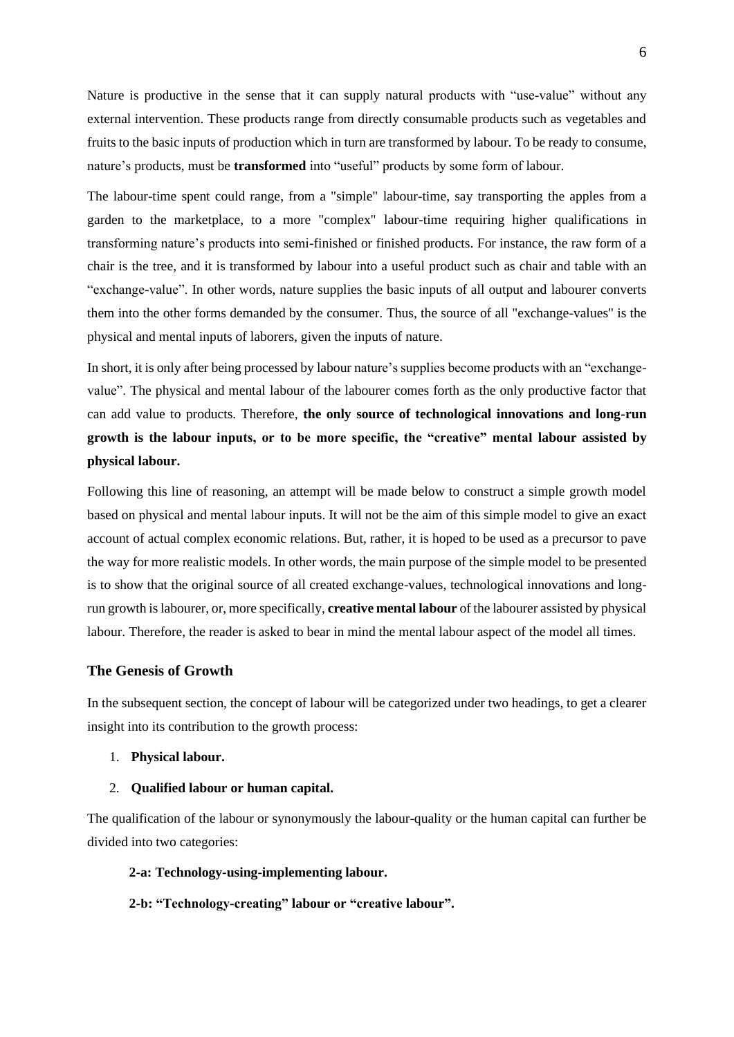Nature is productive in the sense that it can supply natural products with "use-value" without any external intervention. These products range from directly consumable products such as vegetables and fruits to the basic inputs of production which in turn are transformed by labour. To be ready to consume, nature's products, must be **transformed** into "useful" products by some form of labour.

The labour-time spent could range, from a "simple" labour-time, say transporting the apples from a garden to the marketplace, to a more "complex" labour-time requiring higher qualifications in transforming nature's products into semi-finished or finished products. For instance, the raw form of a chair is the tree, and it is transformed by labour into a useful product such as chair and table with an "exchange-value". In other words, nature supplies the basic inputs of all output and labourer converts them into the other forms demanded by the consumer. Thus, the source of all "exchange-values" is the physical and mental inputs of laborers, given the inputs of nature.

In short, it is only after being processed by labour nature's supplies become products with an "exchange-value". The physical and mental labour of the labourer comes forth as the only productive factor that can add value to products. Therefore, **the only source of technological innovations and long-run growth is the labour inputs, or to be more specific, the "creative" mental labour assisted by physical labour.**

Following this line of reasoning, an attempt will be made below to construct a simple growth model based on physical and mental labour inputs. It will not be the aim of this simple model to give an exact account of actual complex economic relations. But, rather, it is hoped to be used as a precursor to pave the way for more realistic models. In other words, the main purpose of the simple model to be presented is to show that the original source of all created exchange-values, technological innovations and long-run growth is labourer, or, more specifically, **creative mental labour** of the labourer assisted by physical labour. Therefore, the reader is asked to bear in mind the mental labour aspect of the model all times.

### The Genesis of Growth

In the subsequent section, the concept of labour will be categorized under two headings, to get a clearer insight into its contribution to the growth process:

1. **Physical labour.**
2. **Qualified labour or human capital.**

The qualification of the labour or synonymously the labour-quality or the human capital can further be divided into two categories:

**2-a: Technology-using-implementing labour.**

**2-b: "Technology-creating" labour or "creative labour".**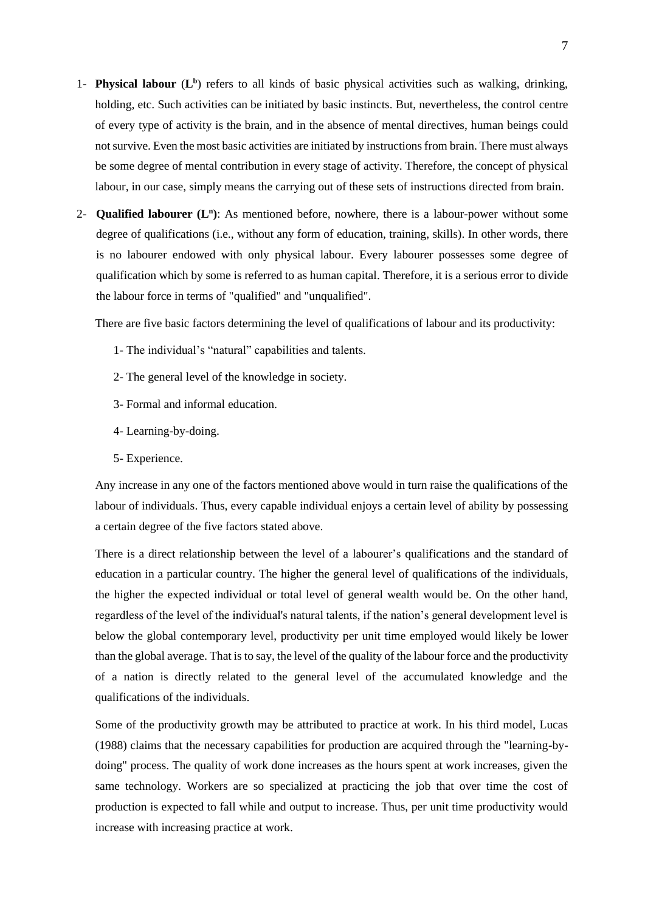1- **Physical labour** ($L^b$) refers to all kinds of basic physical activities such as walking, drinking, holding, etc. Such activities can be initiated by basic instincts. But, nevertheless, the control centre of every type of activity is the brain, and in the absence of mental directives, human beings could not survive. Even the most basic activities are initiated by instructions from brain. There must always be some degree of mental contribution in every stage of activity. Therefore, the concept of physical labour, in our case, simply means the carrying out of these sets of instructions directed from brain.

2- **Qualified labourer ($L^n$)**: As mentioned before, nowhere, there is a labour-power without some degree of qualifications (i.e., without any form of education, training, skills). In other words, there is no labourer endowed with only physical labour. Every labourer possesses some degree of qualification which by some is referred to as human capital. Therefore, it is a serious error to divide the labour force in terms of "qualified" and "unqualified".

There are five basic factors determining the level of qualifications of labour and its productivity:

1- The individual's "natural" capabilities and talents.

2- The general level of the knowledge in society.

3- Formal and informal education.

4- Learning-by-doing.

5- Experience.

Any increase in any one of the factors mentioned above would in turn raise the qualifications of the labour of individuals. Thus, every capable individual enjoys a certain level of ability by possessing a certain degree of the five factors stated above.

There is a direct relationship between the level of a labourer's qualifications and the standard of education in a particular country. The higher the general level of qualifications of the individuals, the higher the expected individual or total level of general wealth would be. On the other hand, regardless of the level of the individual's natural talents, if the nation's general development level is below the global contemporary level, productivity per unit time employed would likely be lower than the global average. That is to say, the level of the quality of the labour force and the productivity of a nation is directly related to the general level of the accumulated knowledge and the qualifications of the individuals.

Some of the productivity growth may be attributed to practice at work. In his third model, Lucas (1988) claims that the necessary capabilities for production are acquired through the "learning-by-doing" process. The quality of work done increases as the hours spent at work increases, given the same technology. Workers are so specialized at practicing the job that over time the cost of production is expected to fall while and output to increase. Thus, per unit time productivity would increase with increasing practice at work.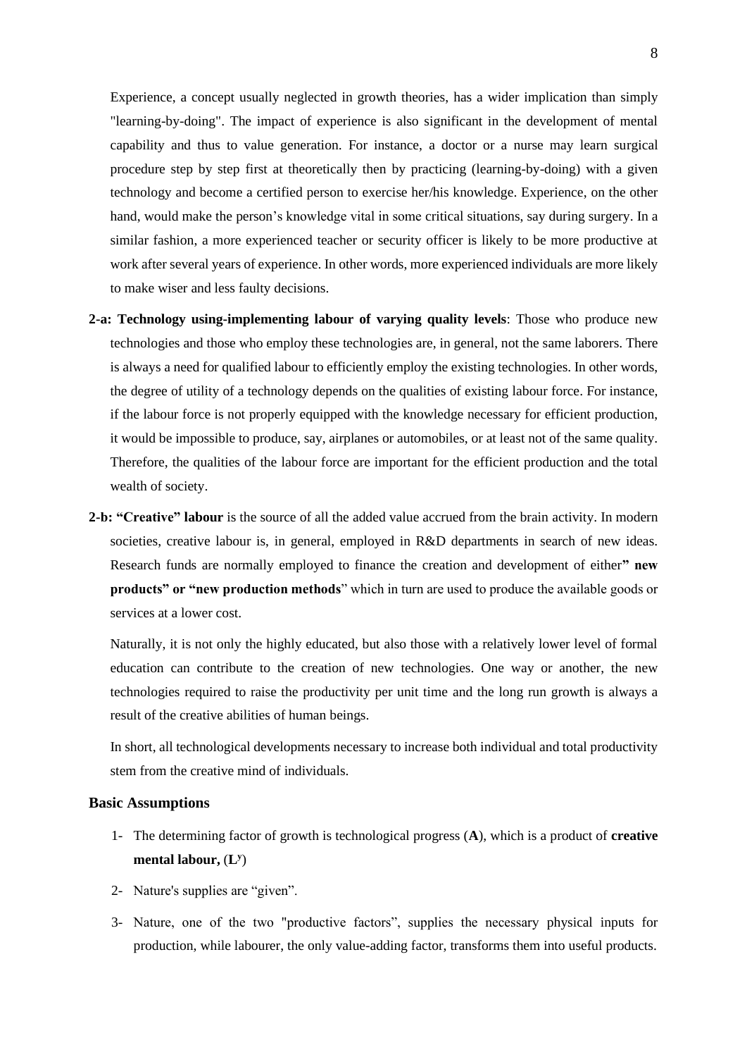Experience, a concept usually neglected in growth theories, has a wider implication than simply "learning-by-doing". The impact of experience is also significant in the development of mental capability and thus to value generation. For instance, a doctor or a nurse may learn surgical procedure step by step first at theoretically then by practicing (learning-by-doing) with a given technology and become a certified person to exercise her/his knowledge. Experience, on the other hand, would make the person's knowledge vital in some critical situations, say during surgery. In a similar fashion, a more experienced teacher or security officer is likely to be more productive at work after several years of experience. In other words, more experienced individuals are more likely to make wiser and less faulty decisions.

**2-a: Technology using-implementing labour of varying quality levels**: Those who produce new technologies and those who employ these technologies are, in general, not the same laborers. There is always a need for qualified labour to efficiently employ the existing technologies. In other words, the degree of utility of a technology depends on the qualities of existing labour force. For instance, if the labour force is not properly equipped with the knowledge necessary for efficient production, it would be impossible to produce, say, airplanes or automobiles, or at least not of the same quality. Therefore, the qualities of the labour force are important for the efficient production and the total wealth of society.

**2-b: "Creative" labour** is the source of all the added value accrued from the brain activity. In modern societies, creative labour is, in general, employed in R&D departments in search of new ideas. Research funds are normally employed to finance the creation and development of either**" new products" or "new production methods**" which in turn are used to produce the available goods or services at a lower cost.

Naturally, it is not only the highly educated, but also those with a relatively lower level of formal education can contribute to the creation of new technologies. One way or another, the new technologies required to raise the productivity per unit time and the long run growth is always a result of the creative abilities of human beings.

In short, all technological developments necessary to increase both individual and total productivity stem from the creative mind of individuals.

### Basic Assumptions

1- The determining factor of growth is technological progress (**A**), which is a product of **creative mental labour,** ($\mathbf{L^y}$)

2- Nature's supplies are "given".

3- Nature, one of the two "productive factors", supplies the necessary physical inputs for production, while labourer, the only value-adding factor, transforms them into useful products.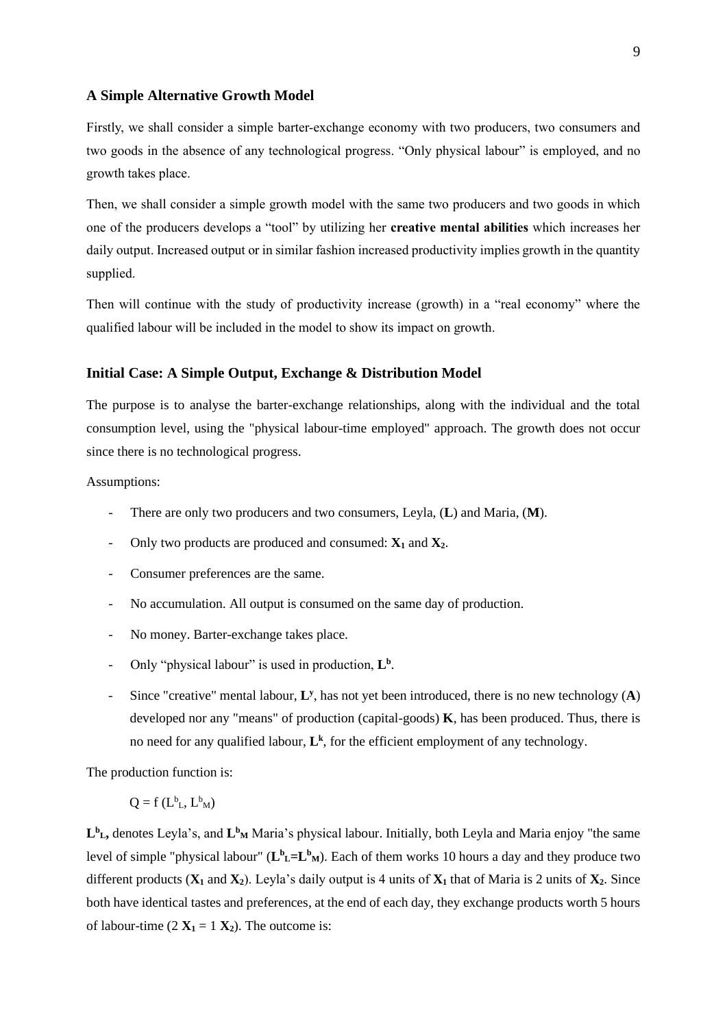### A Simple Alternative Growth Model

Firstly, we shall consider a simple barter-exchange economy with two producers, two consumers and two goods in the absence of any technological progress. "Only physical labour" is employed, and no growth takes place.

Then, we shall consider a simple growth model with the same two producers and two goods in which one of the producers develops a "tool" by utilizing her **creative mental abilities** which increases her daily output. Increased output or in similar fashion increased productivity implies growth in the quantity supplied.

Then will continue with the study of productivity increase (growth) in a "real economy" where the qualified labour will be included in the model to show its impact on growth.

### Initial Case: A Simple Output, Exchange & Distribution Model

The purpose is to analyse the barter-exchange relationships, along with the individual and the total consumption level, using the "physical labour-time employed" approach. The growth does not occur since there is no technological progress.

Assumptions:

- There are only two producers and two consumers, Leyla, (**L**) and Maria, (**M**).
- Only two products are produced and consumed: $X_1$ and $X_2$.
- Consumer preferences are the same.
- No accumulation. All output is consumed on the same day of production.
- No money. Barter-exchange takes place.
- Only "physical labour" is used in production, $L^b$.
- Since "creative" mental labour, $L^y$, has not yet been introduced, there is no new technology (**A**) developed nor any "means" of production (capital-goods) **K**, has been produced. Thus, there is no need for any qualified labour, $L^k$, for the efficient employment of any technology.

The production function is:

$$Q = f\,(L^b_L, L^b_M)$$

$L^b_L$, denotes Leyla's, and $L^b_M$ Maria's physical labour. Initially, both Leyla and Maria enjoy "the same level of simple "physical labour" ($L^b_L = L^b_M$). Each of them works 10 hours a day and they produce two different products ($X_1$ and $X_2$). Leyla's daily output is 4 units of $X_1$ that of Maria is 2 units of $X_2$. Since both have identical tastes and preferences, at the end of each day, they exchange products worth 5 hours of labour-time ($2\,X_1 = 1\,X_2$). The outcome is: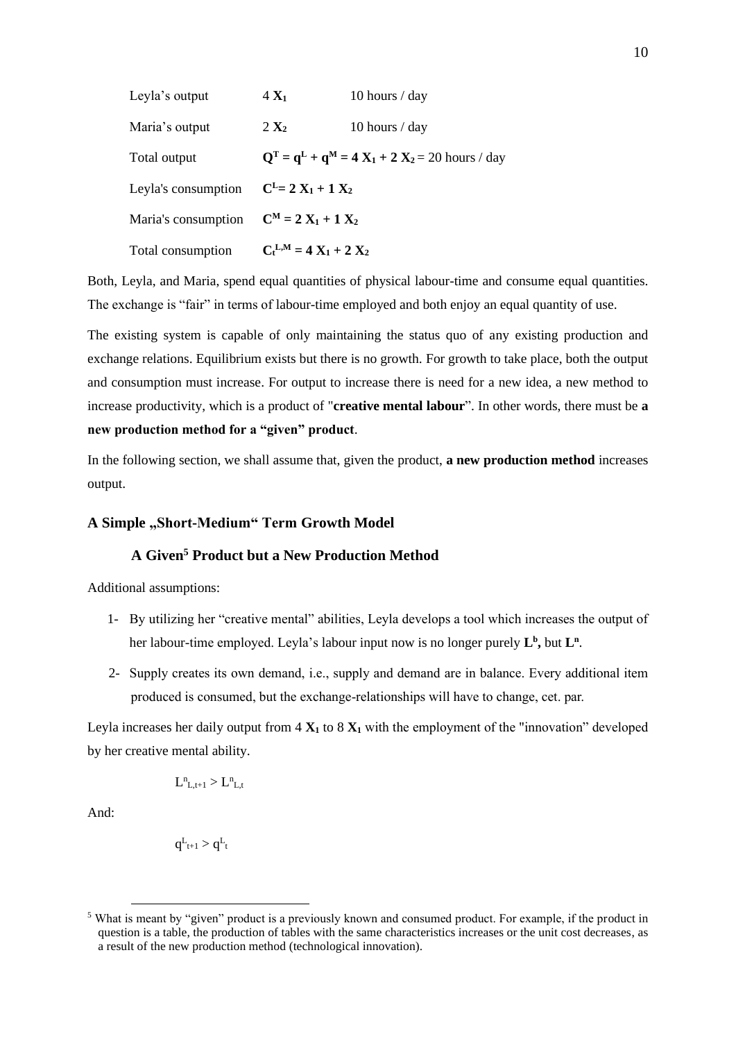| | | |
|---|---|---|
| Leyla's output | $4\ \mathbf{X_1}$ | 10 hours / day |
| Maria's output | $2\ \mathbf{X_2}$ | 10 hours / day |
| Total output | $\mathbf{Q^T = q^L + q^M = 4\ X_1 + 2\ X_2}$ = 20 hours / day | |
| Leyla's consumption | $\mathbf{C^L = 2\ X_1 + 1\ X_2}$ | |
| Maria's consumption | $\mathbf{C^M = 2\ X_1 + 1\ X_2}$ | |
| Total consumption | $\mathbf{C_t^{L,M} = 4\ X_1 + 2\ X_2}$ | |

Both, Leyla, and Maria, spend equal quantities of physical labour-time and consume equal quantities. The exchange is "fair" in terms of labour-time employed and both enjoy an equal quantity of use.

The existing system is capable of only maintaining the status quo of any existing production and exchange relations. Equilibrium exists but there is no growth. For growth to take place, both the output and consumption must increase. For output to increase there is need for a new idea, a new method to increase productivity, which is a product of "**creative mental labour**". In other words, there must be **a new production method for a "given" product**.

In the following section, we shall assume that, given the product, **a new production method** increases output.

## A Simple „Short-Medium" Term Growth Model

### A Given[5] Product but a New Production Method

Additional assumptions:

1- By utilizing her "creative mental" abilities, Leyla develops a tool which increases the output of her labour-time employed. Leyla's labour input now is no longer purely $\mathbf{L^b}$**,** but $\mathbf{L^n}$.

2- Supply creates its own demand, i.e., supply and demand are in balance. Every additional item produced is consumed, but the exchange-relationships will have to change, cet. par.

Leyla increases her daily output from 4 $\mathbf{X_1}$ to 8 $\mathbf{X_1}$ with the employment of the "innovation" developed by her creative mental ability.

$$L^n_{L,t+1} > L^n_{L,t}$$

And:

$$q^L_{t+1} > q^L_t$$

[5] What is meant by "given" product is a previously known and consumed product. For example, if the product in question is a table, the production of tables with the same characteristics increases or the unit cost decreases, as a result of the new production method (technological innovation).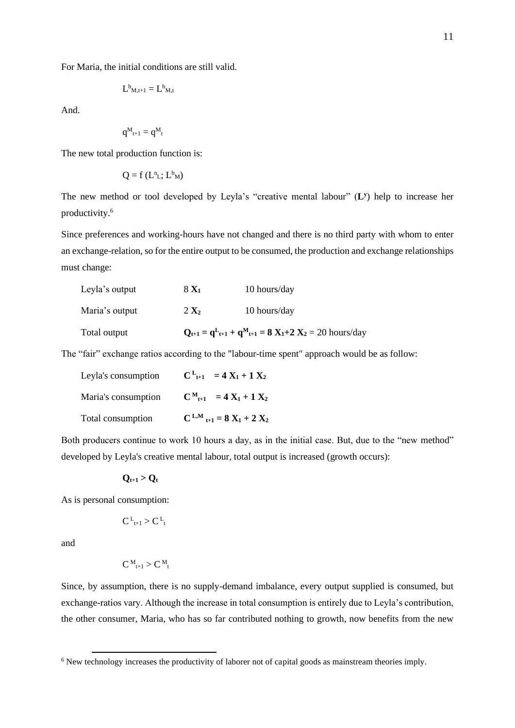For Maria, the initial conditions are still valid.

$$L^{b}_{M,t+1} = L^{b}_{M,t}$$

And.

$$q^{M}_{t+1} = q^{M}_{t}$$

The new total production function is:

$$Q = f\,(L^{n}_{L};\, L^{b}_{M})$$

The new method or tool developed by Leyla's "creative mental labour" ($\mathbf{L^{y}}$) help to increase her productivity.[6]

Since preferences and working-hours have not changed and there is no third party with whom to enter an exchange-relation, so for the entire output to be consumed, the production and exchange relationships must change:

| | | |
|---|---|---|
| Leyla's output | $8\ \mathbf{X_1}$ | 10 hours/day |
| Maria's output | $2\ \mathbf{X_2}$ | 10 hours/day |
| Total output | $\mathbf{Q_{t+1} = q^{L}_{t+1} + q^{M}_{t+1} = 8\ X_1 + 2\ X_2}$ = 20 hours/day | |

The "fair" exchange ratios according to the "labour-time spent" approach would be as follow:

| | |
|---|---|
| Leyla's consumption | $\mathbf{C^{L}_{t+1} = 4\ X_1 + 1\ X_2}$ |
| Maria's consumption | $\mathbf{C^{M}_{t+1} = 4\ X_1 + 1\ X_2}$ |
| Total consumption | $\mathbf{C^{L,M}_{t+1} = 8\ X_1 + 2\ X_2}$ |

Both producers continue to work 10 hours a day, as in the initial case. But, due to the "new method" developed by Leyla's creative mental labour, total output is increased (growth occurs):

$$\mathbf{Q_{t+1} > Q_t}$$

As is personal consumption:

$$C^{L}_{t+1} > C^{L}_{t}$$

and

$$C^{M}_{t+1} > C^{M}_{t}$$

Since, by assumption, there is no supply-demand imbalance, every output supplied is consumed, but exchange-ratios vary. Although the increase in total consumption is entirely due to Leyla's contribution, the other consumer, Maria, who has so far contributed nothing to growth, now benefits from the new

[6] New technology increases the productivity of laborer not of capital goods as mainstream theories imply.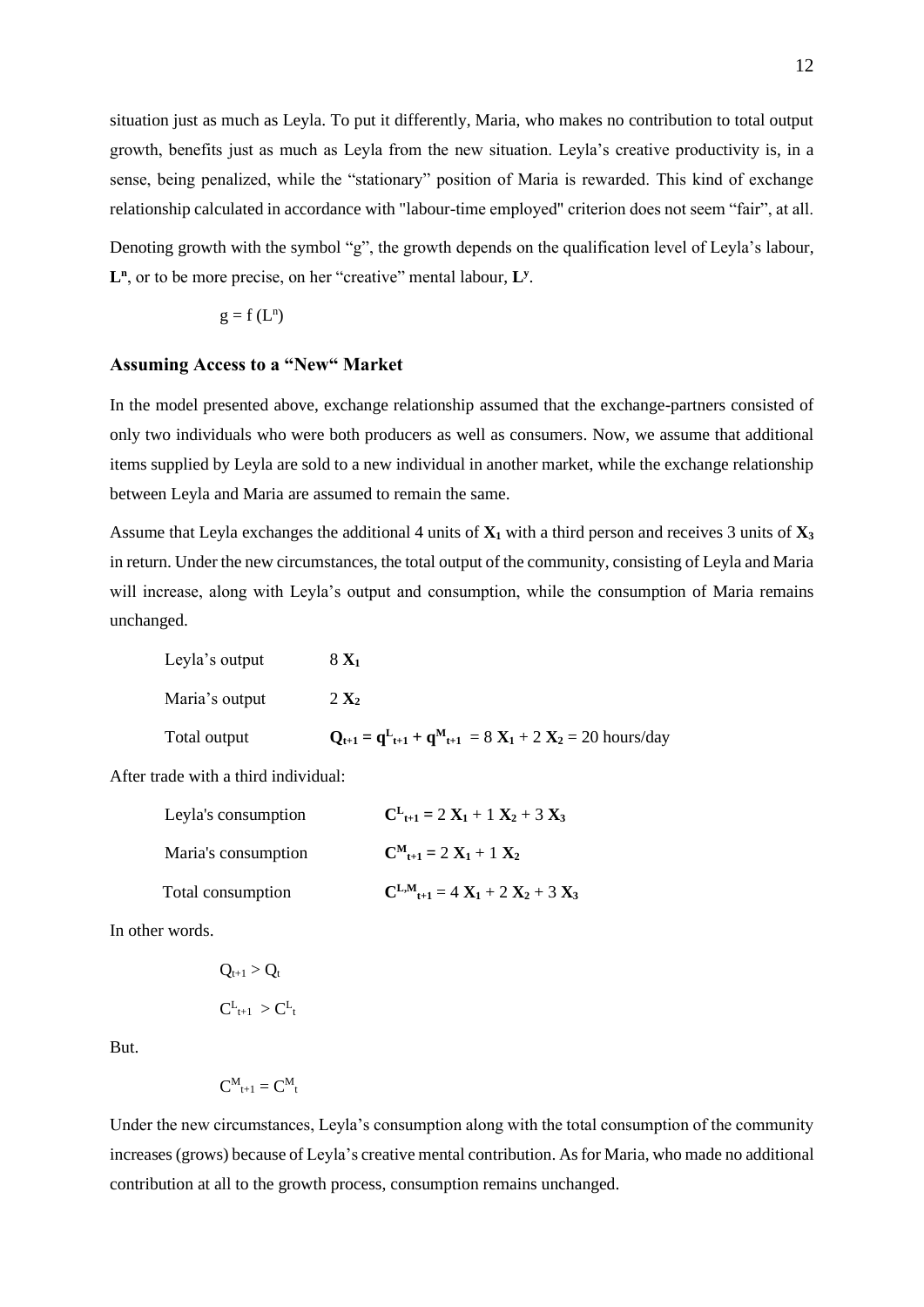situation just as much as Leyla. To put it differently, Maria, who makes no contribution to total output growth, benefits just as much as Leyla from the new situation. Leyla's creative productivity is, in a sense, being penalized, while the "stationary" position of Maria is rewarded. This kind of exchange relationship calculated in accordance with "labour-time employed" criterion does not seem "fair", at all.

Denoting growth with the symbol "g", the growth depends on the qualification level of Leyla's labour, $\mathbf{L^n}$, or to be more precise, on her "creative" mental labour, $\mathbf{L^y}$.

$$g = f(L^n)$$

## Assuming Access to a "New" Market

In the model presented above, exchange relationship assumed that the exchange-partners consisted of only two individuals who were both producers as well as consumers. Now, we assume that additional items supplied by Leyla are sold to a new individual in another market, while the exchange relationship between Leyla and Maria are assumed to remain the same.

Assume that Leyla exchanges the additional 4 units of $\mathbf{X_1}$ with a third person and receives 3 units of $\mathbf{X_3}$ in return. Under the new circumstances, the total output of the community, consisting of Leyla and Maria will increase, along with Leyla's output and consumption, while the consumption of Maria remains unchanged.

Leyla's output $8\ \mathbf{X_1}$

Maria's output $2\ \mathbf{X_2}$

Total output $\mathbf{Q_{t+1} = q^L_{t+1} + q^M_{t+1}} = 8\ \mathbf{X_1} + 2\ \mathbf{X_2} = 20$ hours/day

After trade with a third individual:

Leyla's consumption $\mathbf{C^L_{t+1} = 2\ X_1 + 1\ X_2 + 3\ X_3}$

Maria's consumption $\mathbf{C^M_{t+1} = 2\ X_1 + 1\ X_2}$

Total consumption $\mathbf{C^{L,M}_{t+1}} = 4\ \mathbf{X_1} + 2\ \mathbf{X_2} + 3\ \mathbf{X_3}$

In other words.

$$Q_{t+1} > Q_t$$

$$C^L_{t+1} > C^L_t$$

But.

$$C^M_{t+1} = C^M_t$$

Under the new circumstances, Leyla's consumption along with the total consumption of the community increases (grows) because of Leyla's creative mental contribution. As for Maria, who made no additional contribution at all to the growth process, consumption remains unchanged.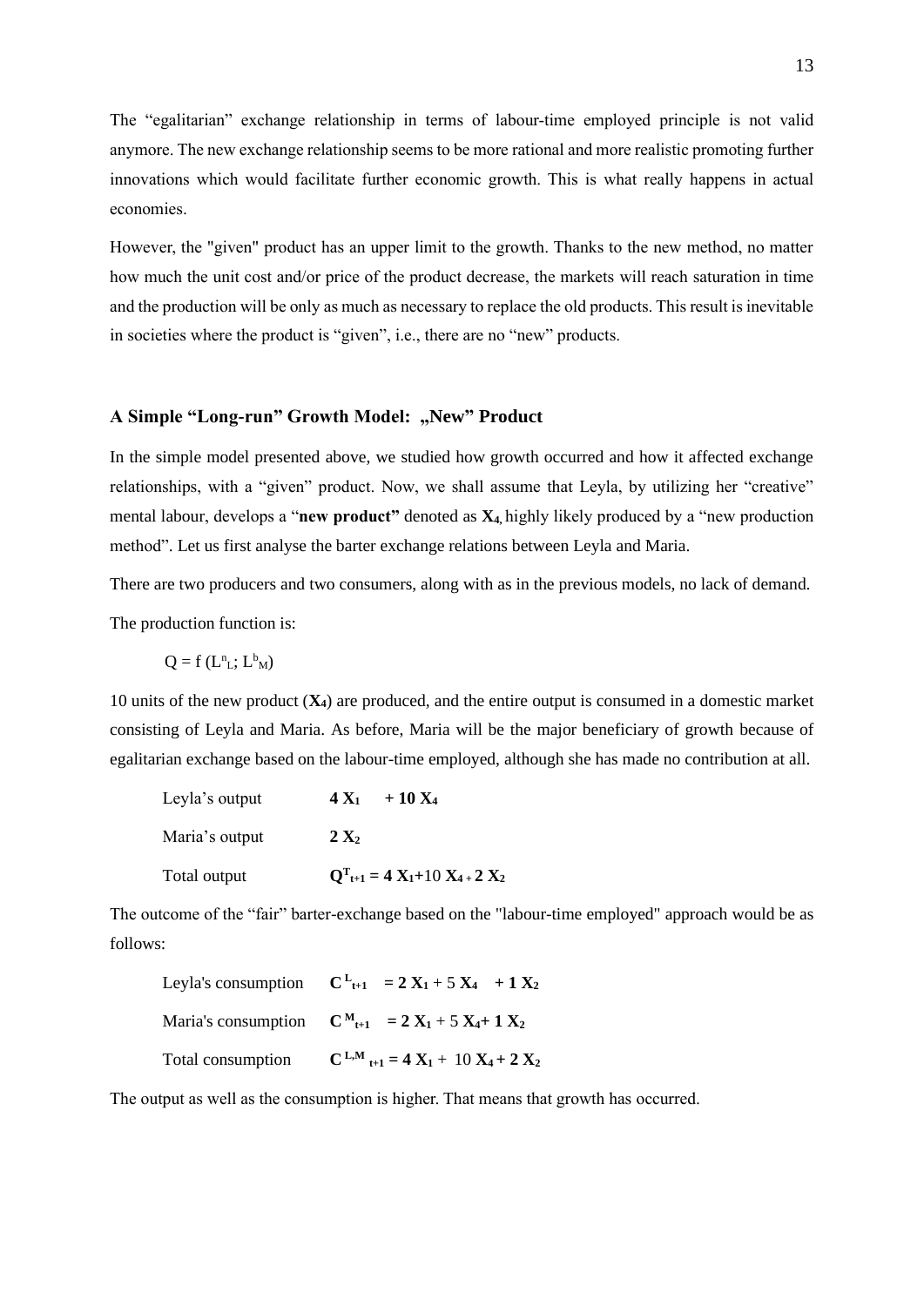The "egalitarian" exchange relationship in terms of labour-time employed principle is not valid anymore. The new exchange relationship seems to be more rational and more realistic promoting further innovations which would facilitate further economic growth. This is what really happens in actual economies.

However, the "given" product has an upper limit to the growth. Thanks to the new method, no matter how much the unit cost and/or price of the product decrease, the markets will reach saturation in time and the production will be only as much as necessary to replace the old products. This result is inevitable in societies where the product is "given", i.e., there are no "new" products.

### A Simple "Long-run" Growth Model: „New" Product

In the simple model presented above, we studied how growth occurred and how it affected exchange relationships, with a "given" product. Now, we shall assume that Leyla, by utilizing her "creative" mental labour, develops a "**new product"** denoted as $X_4$, highly likely produced by a "new production method". Let us first analyse the barter exchange relations between Leyla and Maria.

There are two producers and two consumers, along with as in the previous models, no lack of demand.

The production function is:

$$Q = f\,(L^{n}_{L};\, L^{b}_{M})$$

10 units of the new product ($X_4$) are produced, and the entire output is consumed in a domestic market consisting of Leyla and Maria. As before, Maria will be the major beneficiary of growth because of egalitarian exchange based on the labour-time employed, although she has made no contribution at all.

| | |
|---|---|
| Leyla's output | $4\,X_1 + 10\,X_4$ |
| Maria's output | $2\,X_2$ |
| Total output | $Q^{T}_{t+1} = 4\,X_1 + 10\,X_4 + 2\,X_2$ |

The outcome of the "fair" barter-exchange based on the "labour-time employed" approach would be as follows:

| | |
|---|---|
| Leyla's consumption | $C^{L}_{t+1} = 2\,X_1 + 5\,X_4 + 1\,X_2$ |
| Maria's consumption | $C^{M}_{t+1} = 2\,X_1 + 5\,X_4 + 1\,X_2$ |
| Total consumption | $C^{L,M}_{t+1} = 4\,X_1 + 10\,X_4 + 2\,X_2$ |

The output as well as the consumption is higher. That means that growth has occurred.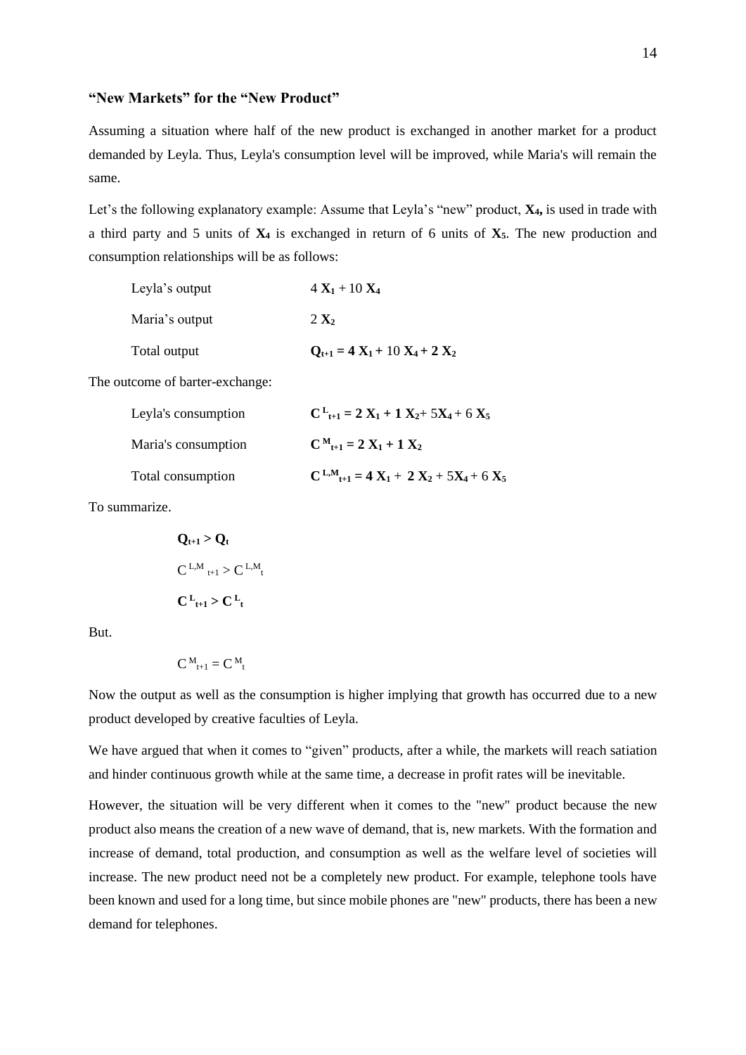### "New Markets" for the "New Product"

Assuming a situation where half of the new product is exchanged in another market for a product demanded by Leyla. Thus, Leyla's consumption level will be improved, while Maria's will remain the same.

Let's the following explanatory example: Assume that Leyla's "new" product, $\mathbf{X_4}$, is used in trade with a third party and 5 units of $\mathbf{X_4}$ is exchanged in return of 6 units of $\mathbf{X_5}$. The new production and consumption relationships will be as follows:

| | |
|---|---|
| Leyla's output | $4\,\mathbf{X_1} + 10\,\mathbf{X_4}$ |
| Maria's output | $2\,\mathbf{X_2}$ |
| Total output | $\mathbf{Q_{t+1} = 4\,X_1} + 10\,\mathbf{X_4} + \mathbf{2\,X_2}$ |

The outcome of barter-exchange:

| | |
|---|---|
| Leyla's consumption | $\mathbf{C^{L}_{t+1} = 2\,X_1 + 1\,X_2} + 5\mathbf{X_4} + 6\,\mathbf{X_5}$ |
| Maria's consumption | $\mathbf{C^{M}_{t+1} = 2\,X_1 + 1\,X_2}$ |
| Total consumption | $\mathbf{C^{L,M}_{t+1} = 4\,X_1 + 2\,X_2} + 5\mathbf{X_4} + 6\,\mathbf{X_5}$ |

To summarize.

$$\mathbf{Q_{t+1} > Q_t}$$

$$C^{L,M}_{t+1} > C^{L,M}_{t}$$

$$\mathbf{C^{L}_{t+1} > C^{L}_{t}}$$

But.

$$C^{M}_{t+1} = C^{M}_{t}$$

Now the output as well as the consumption is higher implying that growth has occurred due to a new product developed by creative faculties of Leyla.

We have argued that when it comes to "given" products, after a while, the markets will reach satiation and hinder continuous growth while at the same time, a decrease in profit rates will be inevitable.

However, the situation will be very different when it comes to the "new" product because the new product also means the creation of a new wave of demand, that is, new markets. With the formation and increase of demand, total production, and consumption as well as the welfare level of societies will increase. The new product need not be a completely new product. For example, telephone tools have been known and used for a long time, but since mobile phones are "new" products, there has been a new demand for telephones.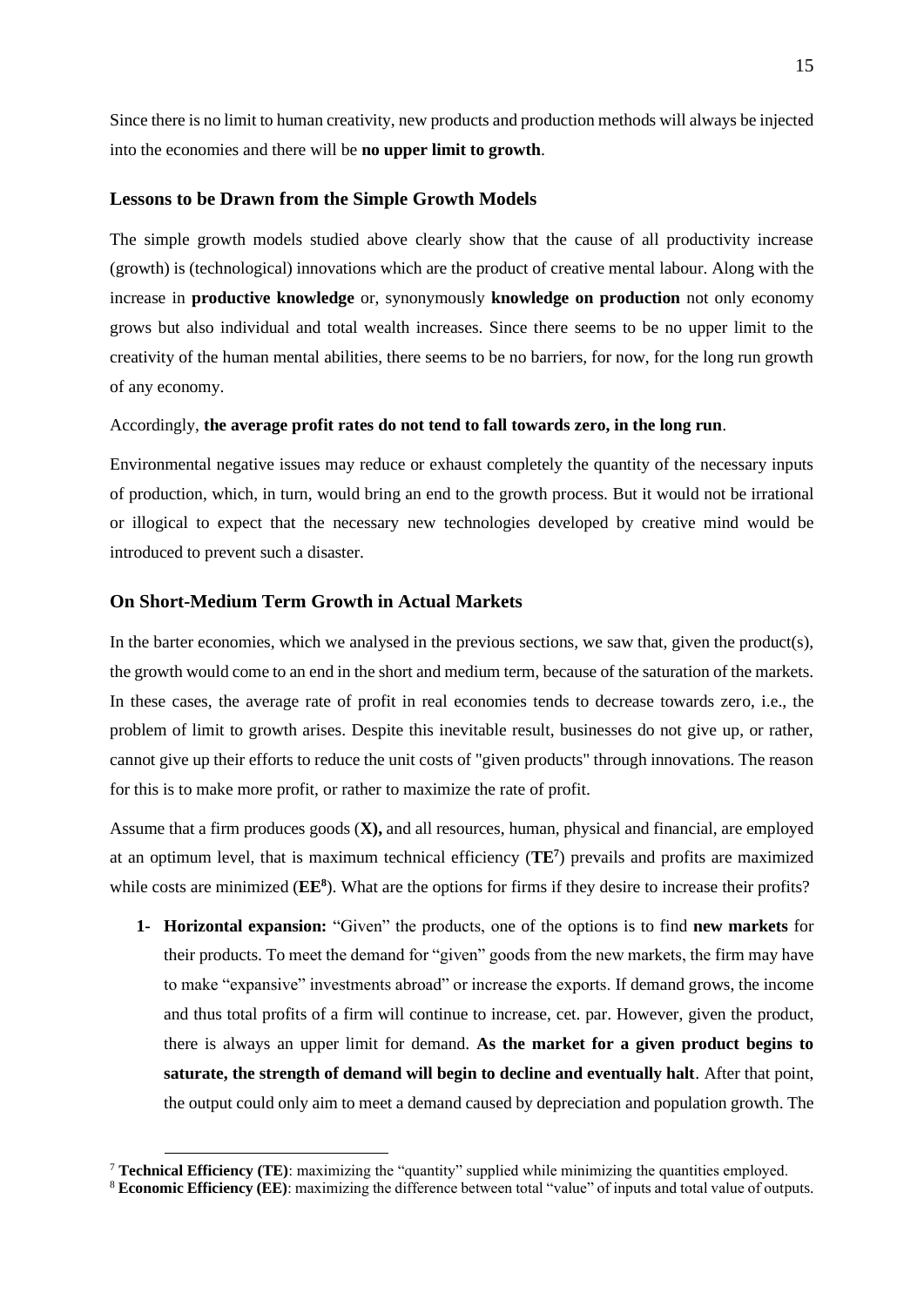Since there is no limit to human creativity, new products and production methods will always be injected into the economies and there will be **no upper limit to growth**.

### Lessons to be Drawn from the Simple Growth Models

The simple growth models studied above clearly show that the cause of all productivity increase (growth) is (technological) innovations which are the product of creative mental labour. Along with the increase in **productive knowledge** or, synonymously **knowledge on production** not only economy grows but also individual and total wealth increases. Since there seems to be no upper limit to the creativity of the human mental abilities, there seems to be no barriers, for now, for the long run growth of any economy.

Accordingly, **the average profit rates do not tend to fall towards zero, in the long run**.

Environmental negative issues may reduce or exhaust completely the quantity of the necessary inputs of production, which, in turn, would bring an end to the growth process. But it would not be irrational or illogical to expect that the necessary new technologies developed by creative mind would be introduced to prevent such a disaster.

### On Short-Medium Term Growth in Actual Markets

In the barter economies, which we analysed in the previous sections, we saw that, given the product(s), the growth would come to an end in the short and medium term, because of the saturation of the markets. In these cases, the average rate of profit in real economies tends to decrease towards zero, i.e., the problem of limit to growth arises. Despite this inevitable result, businesses do not give up, or rather, cannot give up their efforts to reduce the unit costs of "given products" through innovations. The reason for this is to make more profit, or rather to maximize the rate of profit.

Assume that a firm produces goods (**X),** and all resources, human, physical and financial, are employed at an optimum level, that is maximum technical efficiency (**TE**[7]) prevails and profits are maximized while costs are minimized (**EE**[8]). What are the options for firms if they desire to increase their profits?

1- **Horizontal expansion:** "Given" the products, one of the options is to find **new markets** for their products. To meet the demand for "given" goods from the new markets, the firm may have to make "expansive" investments abroad" or increase the exports. If demand grows, the income and thus total profits of a firm will continue to increase, cet. par. However, given the product, there is always an upper limit for demand. **As the market for a given product begins to saturate, the strength of demand will begin to decline and eventually halt**. After that point, the output could only aim to meet a demand caused by depreciation and population growth. The

---

[7] **Technical Efficiency (TE)**: maximizing the "quantity" supplied while minimizing the quantities employed.

[8] **Economic Efficiency (EE)**: maximizing the difference between total "value" of inputs and total value of outputs.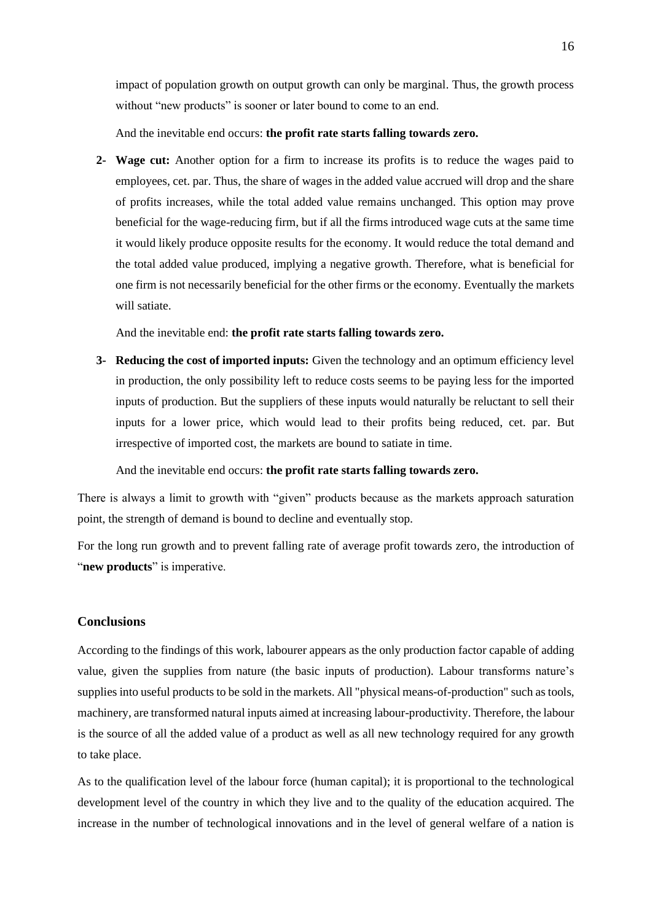impact of population growth on output growth can only be marginal. Thus, the growth process without "new products" is sooner or later bound to come to an end.

And the inevitable end occurs: **the profit rate starts falling towards zero.**

2- **Wage cut:** Another option for a firm to increase its profits is to reduce the wages paid to employees, cet. par. Thus, the share of wages in the added value accrued will drop and the share of profits increases, while the total added value remains unchanged. This option may prove beneficial for the wage-reducing firm, but if all the firms introduced wage cuts at the same time it would likely produce opposite results for the economy. It would reduce the total demand and the total added value produced, implying a negative growth. Therefore, what is beneficial for one firm is not necessarily beneficial for the other firms or the economy. Eventually the markets will satiate.

   And the inevitable end: **the profit rate starts falling towards zero.**

3- **Reducing the cost of imported inputs:** Given the technology and an optimum efficiency level in production, the only possibility left to reduce costs seems to be paying less for the imported inputs of production. But the suppliers of these inputs would naturally be reluctant to sell their inputs for a lower price, which would lead to their profits being reduced, cet. par. But irrespective of imported cost, the markets are bound to satiate in time.

   And the inevitable end occurs: **the profit rate starts falling towards zero.**

There is always a limit to growth with "given" products because as the markets approach saturation point, the strength of demand is bound to decline and eventually stop.

For the long run growth and to prevent falling rate of average profit towards zero, the introduction of "**new products**" is imperative.

## Conclusions

According to the findings of this work, labourer appears as the only production factor capable of adding value, given the supplies from nature (the basic inputs of production). Labour transforms nature's supplies into useful products to be sold in the markets. All "physical means-of-production" such as tools, machinery, are transformed natural inputs aimed at increasing labour-productivity. Therefore, the labour is the source of all the added value of a product as well as all new technology required for any growth to take place.

As to the qualification level of the labour force (human capital); it is proportional to the technological development level of the country in which they live and to the quality of the education acquired. The increase in the number of technological innovations and in the level of general welfare of a nation is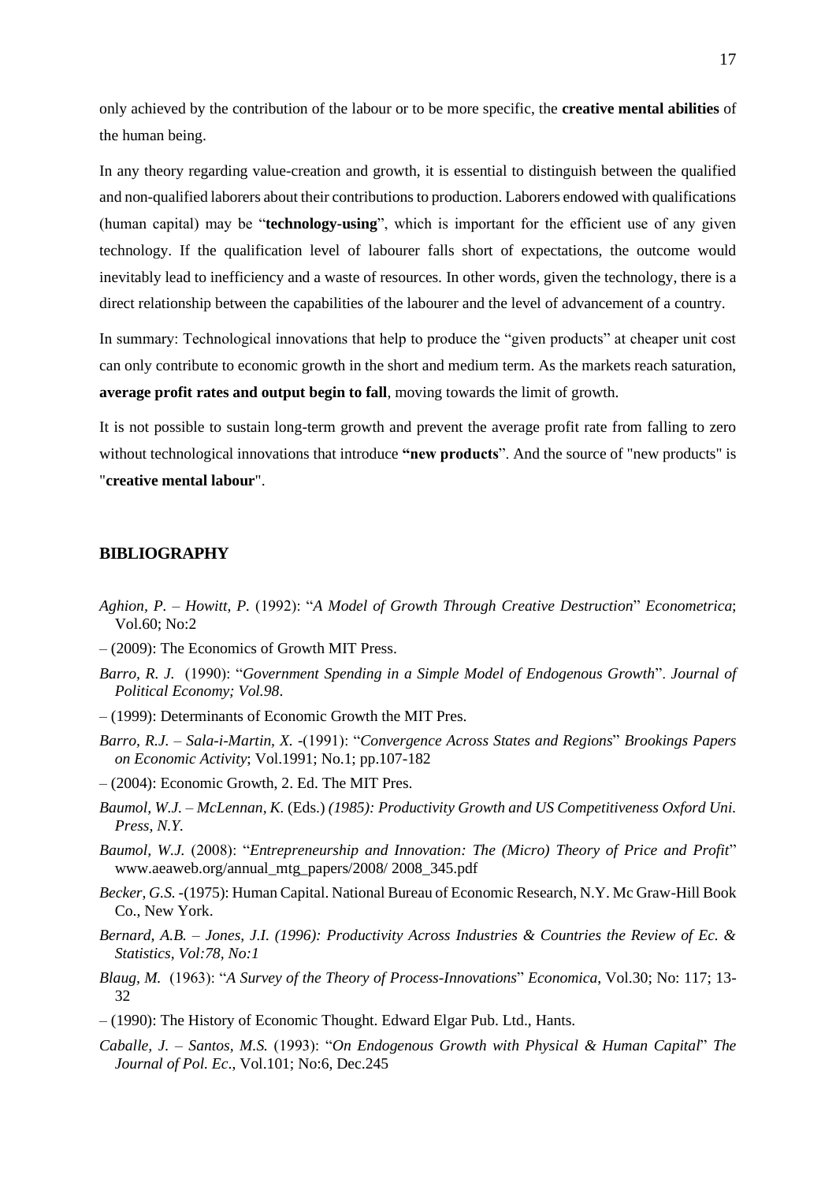only achieved by the contribution of the labour or to be more specific, the **creative mental abilities** of the human being.

In any theory regarding value-creation and growth, it is essential to distinguish between the qualified and non-qualified laborers about their contributions to production. Laborers endowed with qualifications (human capital) may be "**technology-using**", which is important for the efficient use of any given technology. If the qualification level of labourer falls short of expectations, the outcome would inevitably lead to inefficiency and a waste of resources. In other words, given the technology, there is a direct relationship between the capabilities of the labourer and the level of advancement of a country.

In summary: Technological innovations that help to produce the "given products" at cheaper unit cost can only contribute to economic growth in the short and medium term. As the markets reach saturation, **average profit rates and output begin to fall**, moving towards the limit of growth.

It is not possible to sustain long-term growth and prevent the average profit rate from falling to zero without technological innovations that introduce **"new products**". And the source of "new products" is "**creative mental labour**".

## BIBLIOGRAPHY

*Aghion, P. – Howitt, P.* (1992): "*A Model of Growth Through Creative Destruction*" *Econometrica*; Vol.60; No:2

– (2009): The Economics of Growth MIT Press.

*Barro, R. J.* (1990): "*Government Spending in a Simple Model of Endogenous Growth*". *Journal of Political Economy; Vol.98*.

– (1999): Determinants of Economic Growth the MIT Pres.

*Barro, R.J. – Sala-i-Martin, X.* -(1991): "*Convergence Across States and Regions*" *Brookings Papers on Economic Activity*; Vol.1991; No.1; pp.107-182

– (2004): Economic Growth, 2. Ed. The MIT Pres.

*Baumol, W.J. – McLennan, K.* (Eds.) *(1985): Productivity Growth and US Competitiveness Oxford Uni. Press, N.Y.*

*Baumol, W.J.* (2008): "*Entrepreneurship and Innovation: The (Micro) Theory of Price and Profit*" www.aeaweb.org/annual_mtg_papers/2008/ 2008_345.pdf

*Becker, G.S.* -(1975): Human Capital. National Bureau of Economic Research, N.Y. Mc Graw-Hill Book Co., New York.

*Bernard, A.B. – Jones, J.I. (1996): Productivity Across Industries & Countries the Review of Ec. & Statistics, Vol:78, No:1*

*Blaug, M.* (1963): "*A Survey of the Theory of Process-Innovations*" *Economica*, Vol.30; No: 117; 13-32

– (1990): The History of Economic Thought. Edward Elgar Pub. Ltd., Hants.

*Caballe, J. – Santos, M.S.* (1993): "*On Endogenous Growth with Physical & Human Capital*" *The Journal of Pol. Ec*., Vol.101; No:6, Dec.245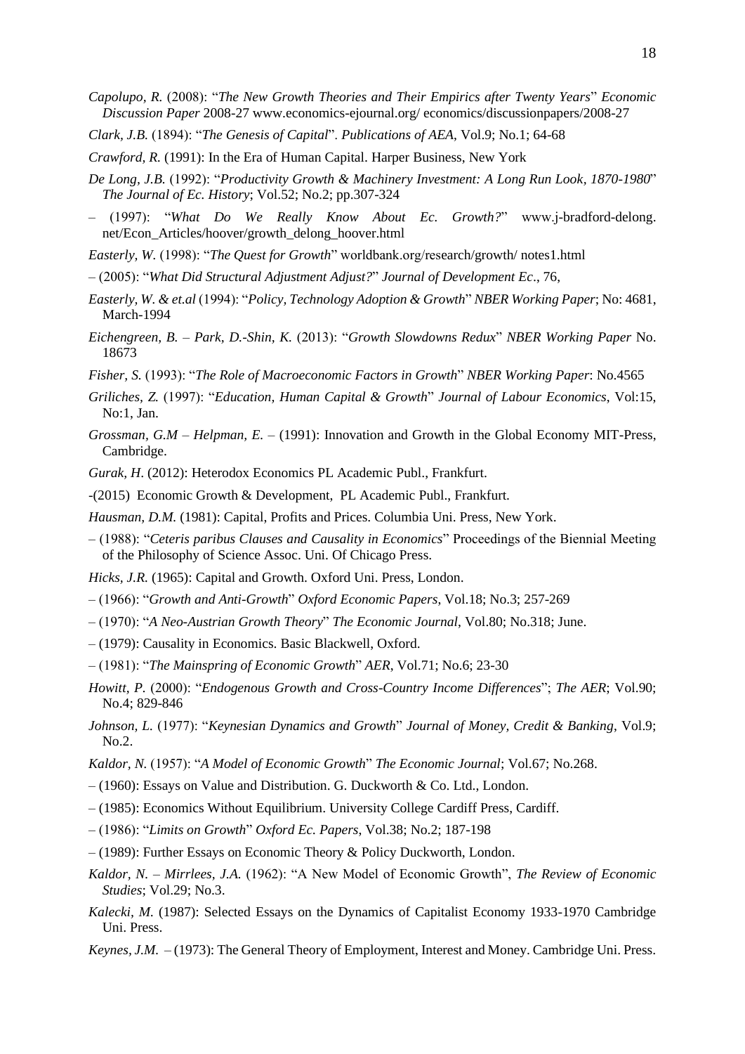*Capolupo, R.* (2008): "*The New Growth Theories and Their Empirics after Twenty Years*" *Economic Discussion Paper* 2008-27 www.economics-ejournal.org/ economics/discussionpapers/2008-27

*Clark, J.B.* (1894): "*The Genesis of Capital*". *Publications of AEA*, Vol.9; No.1; 64-68

*Crawford, R.* (1991): In the Era of Human Capital. Harper Business, New York

*De Long, J.B.* (1992): "*Productivity Growth & Machinery Investment: A Long Run Look, 1870-1980*" *The Journal of Ec. History*; Vol.52; No.2; pp.307-324

– (1997): "*What Do We Really Know About Ec. Growth?*" www.j-bradford-delong.net/Econ_Articles/hoover/growth_delong_hoover.html

*Easterly, W.* (1998): "*The Quest for Growth*" worldbank.org/research/growth/ notes1.html

– (2005): "*What Did Structural Adjustment Adjust?*" *Journal of Development Ec*., 76,

*Easterly, W. & et.al* (1994): "*Policy, Technology Adoption & Growth*" *NBER Working Paper*; No: 4681, March-1994

*Eichengreen, B. – Park, D.-Shin, K.* (2013): "*Growth Slowdowns Redux*" *NBER Working Paper* No. 18673

*Fisher, S.* (1993): "*The Role of Macroeconomic Factors in Growth*" *NBER Working Paper*: No.4565

*Griliches, Z.* (1997): "*Education, Human Capital & Growth*" *Journal of Labour Economics*, Vol:15, No:1, Jan.

*Grossman, G.M – Helpman, E.* – (1991): Innovation and Growth in the Global Economy MIT-Press, Cambridge.

*Gurak, H*. (2012): Heterodox Economics PL Academic Publ., Frankfurt.

-(2015) Economic Growth & Development, PL Academic Publ., Frankfurt.

*Hausman, D.M.* (1981): Capital, Profits and Prices. Columbia Uni. Press, New York.

– (1988): "*Ceteris paribus Clauses and Causality in Economics*" Proceedings of the Biennial Meeting of the Philosophy of Science Assoc. Uni. Of Chicago Press.

*Hicks, J.R.* (1965): Capital and Growth. Oxford Uni. Press, London.

– (1966): "*Growth and Anti-Growth*" *Oxford Economic Papers*, Vol.18; No.3; 257-269

– (1970): "*A Neo-Austrian Growth Theory*" *The Economic Journal*, Vol.80; No.318; June.

– (1979): Causality in Economics. Basic Blackwell, Oxford.

– (1981): "*The Mainspring of Economic Growth*" *AER*, Vol.71; No.6; 23-30

*Howitt, P.* (2000): "*Endogenous Growth and Cross-Country Income Differences*"; *The AER*; Vol.90; No.4; 829-846

*Johnson, L.* (1977): "*Keynesian Dynamics and Growth*" *Journal of Money, Credit & Banking*, Vol.9; No.2.

*Kaldor, N.* (1957): "*A Model of Economic Growth*" *The Economic Journal*; Vol.67; No.268.

– (1960): Essays on Value and Distribution. G. Duckworth & Co. Ltd., London.

– (1985): Economics Without Equilibrium. University College Cardiff Press, Cardiff.

– (1986): "*Limits on Growth*" *Oxford Ec. Papers*, Vol.38; No.2; 187-198

– (1989): Further Essays on Economic Theory & Policy Duckworth, London.

*Kaldor, N. – Mirrlees, J.A.* (1962): "A New Model of Economic Growth", *The Review of Economic Studies*; Vol.29; No.3.

*Kalecki, M.* (1987): Selected Essays on the Dynamics of Capitalist Economy 1933-1970 Cambridge Uni. Press.

*Keynes, J.M.* – (1973): The General Theory of Employment, Interest and Money. Cambridge Uni. Press.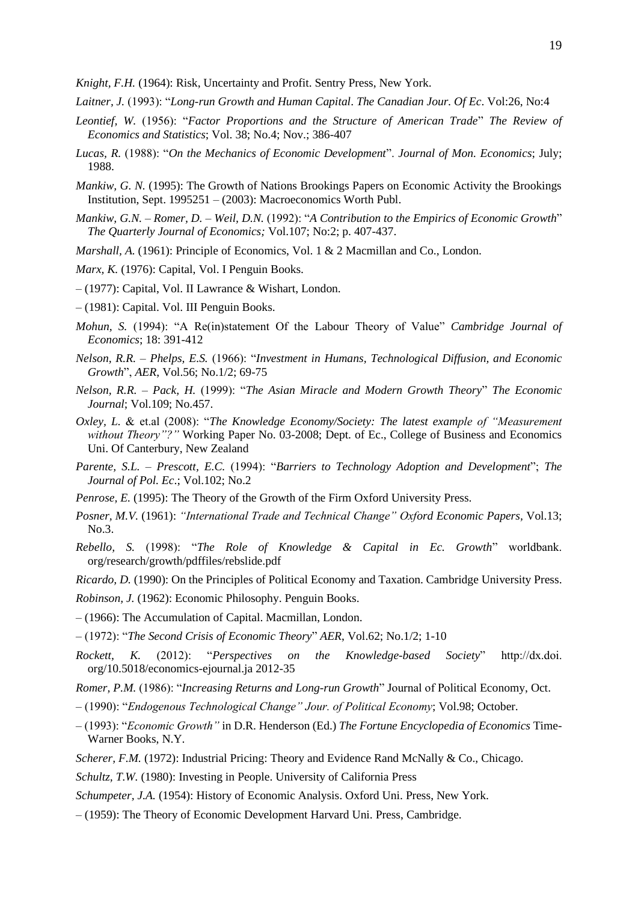*Knight, F.H.* (1964): Risk, Uncertainty and Profit. Sentry Press, New York.

*Laitner, J.* (1993): "*Long-run Growth and Human Capital*. *The Canadian Jour. Of Ec*. Vol:26, No:4

*Leontief, W.* (1956): "*Factor Proportions and the Structure of American Trade*" *The Review of Economics and Statistics*; Vol. 38; No.4; Nov.; 386-407

*Lucas, R.* (1988): "*On the Mechanics of Economic Development*". *Journal of Mon. Economics*; July; 1988.

*Mankiw, G. N.* (1995): The Growth of Nations Brookings Papers on Economic Activity the Brookings Institution, Sept. 1995251 – (2003): Macroeconomics Worth Publ.

*Mankiw, G.N. – Romer, D. – Weil, D.N.* (1992): "*A Contribution to the Empirics of Economic Growth*" *The Quarterly Journal of Economics;* Vol.107; No:2; p. 407-437.

*Marshall, A.* (1961): Principle of Economics, Vol. 1 & 2 Macmillan and Co., London.

*Marx, K.* (1976): Capital, Vol. I Penguin Books.

– (1977): Capital, Vol. II Lawrance & Wishart, London.

– (1981): Capital. Vol. III Penguin Books.

*Mohun, S.* (1994): "A Re(in)statement Of the Labour Theory of Value" *Cambridge Journal of Economics*; 18: 391-412

*Nelson, R.R. – Phelps, E.S.* (1966): "*Investment in Humans, Technological Diffusion, and Economic Growth*", *AER*, Vol.56; No.1/2; 69-75

*Nelson, R.R. – Pack, H.* (1999): "*The Asian Miracle and Modern Growth Theory*" *The Economic Journal*; Vol.109; No.457.

*Oxley, L.* & et.al (2008): "*The Knowledge Economy/Society: The latest example of "Measurement without Theory"?"* Working Paper No. 03-2008; Dept. of Ec., College of Business and Economics Uni. Of Canterbury, New Zealand

*Parente, S.L. – Prescott, E.C.* (1994): "*Barriers to Technology Adoption and Development*"; *The Journal of Pol. Ec*.; Vol.102; No.2

*Penrose, E.* (1995): The Theory of the Growth of the Firm Oxford University Press.

*Posner, M.V.* (1961): *"International Trade and Technical Change" Oxford Economic Papers,* Vol.13; No.3.

*Rebello, S.* (1998): "*The Role of Knowledge & Capital in Ec. Growth*" worldbank. org/research/growth/pdffiles/rebslide.pdf

*Ricardo, D.* (1990): On the Principles of Political Economy and Taxation. Cambridge University Press.

*Robinson, J.* (1962): Economic Philosophy. Penguin Books.

– (1966): The Accumulation of Capital. Macmillan, London.

– (1972): "*The Second Crisis of Economic Theory*" *AER*, Vol.62; No.1/2; 1-10

*Rockett, K.* (2012): "*Perspectives on the Knowledge-based Society*" http://dx.doi. org/10.5018/economics-ejournal.ja 2012-35

*Romer, P.M.* (1986): "*Increasing Returns and Long-run Growth*" Journal of Political Economy, Oct.

– (1990): "*Endogenous Technological Change" Jour. of Political Economy*; Vol.98; October.

– (1993): "*Economic Growth"* in D.R. Henderson (Ed.) *The Fortune Encyclopedia of Economics* Time-Warner Books, N.Y.

*Scherer, F.M.* (1972): Industrial Pricing: Theory and Evidence Rand McNally & Co., Chicago.

*Schultz, T.W.* (1980): Investing in People. University of California Press

*Schumpeter, J.A.* (1954): History of Economic Analysis. Oxford Uni. Press, New York.

– (1959): The Theory of Economic Development Harvard Uni. Press, Cambridge.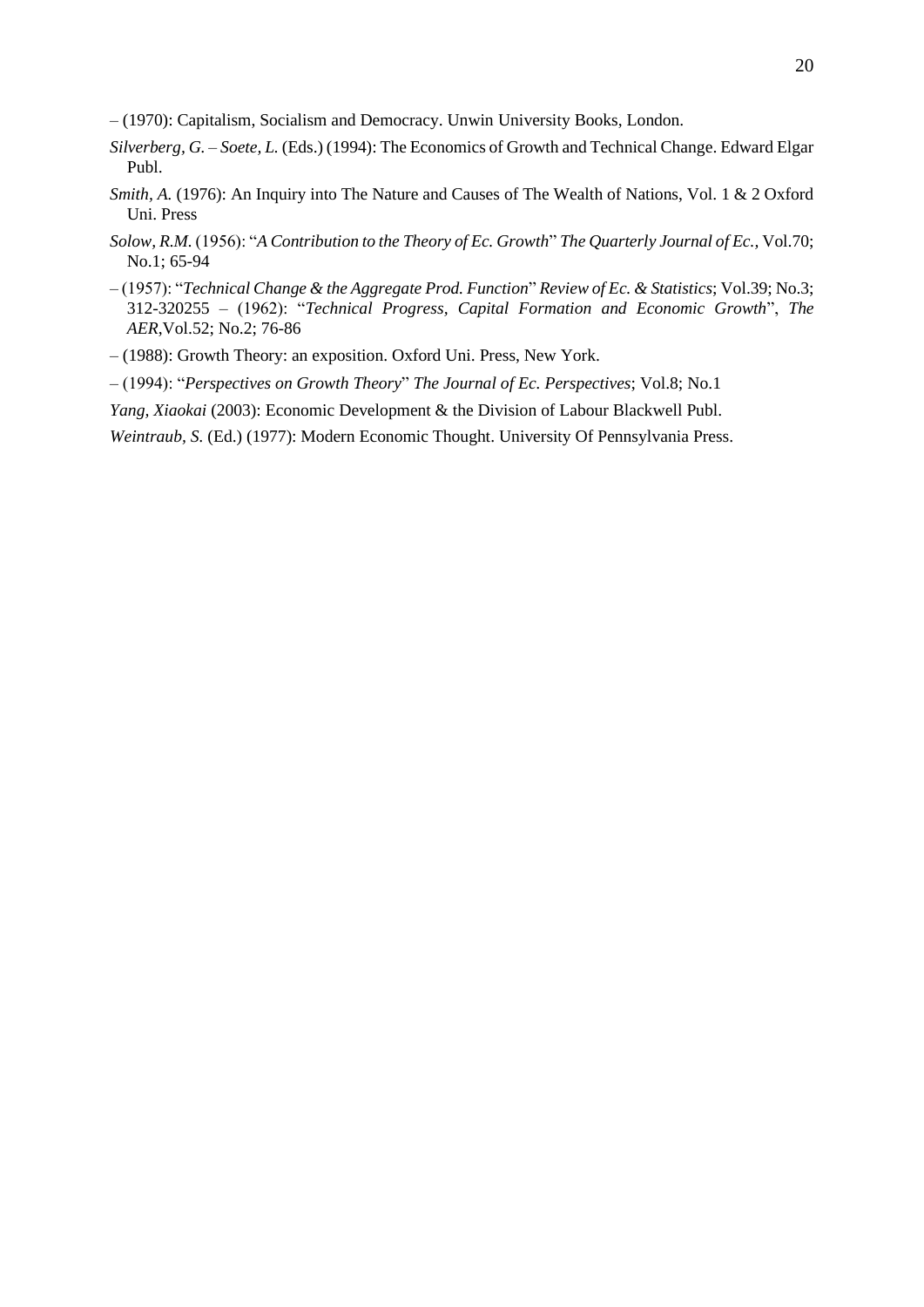– (1970): Capitalism, Socialism and Democracy. Unwin University Books, London.

*Silverberg, G. – Soete, L.* (Eds.) (1994): The Economics of Growth and Technical Change. Edward Elgar Publ.

*Smith, A.* (1976): An Inquiry into The Nature and Causes of The Wealth of Nations, Vol. 1 & 2 Oxford Uni. Press

*Solow, R.M.* (1956): "*A Contribution to the Theory of Ec. Growth*" *The Quarterly Journal of Ec.*, Vol.70; No.1; 65-94

– (1957): "*Technical Change & the Aggregate Prod. Function*" *Review of Ec. & Statistics*; Vol.39; No.3; 312-320255 – (1962): "*Technical Progress, Capital Formation and Economic Growth*", *The AER*,Vol.52; No.2; 76-86

– (1988): Growth Theory: an exposition. Oxford Uni. Press, New York.

– (1994): "*Perspectives on Growth Theory*" *The Journal of Ec. Perspectives*; Vol.8; No.1

*Yang, Xiaokai* (2003): Economic Development & the Division of Labour Blackwell Publ.

*Weintraub, S.* (Ed.) (1977): Modern Economic Thought. University Of Pennsylvania Press.